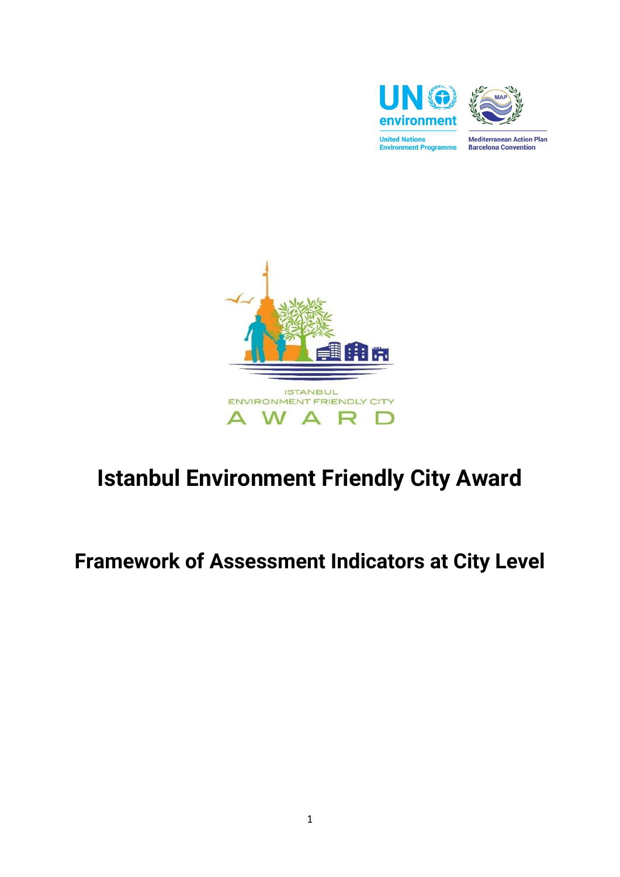# Istanbul Environment Friendly City Award

## Framework of Assessment Indicators at City Level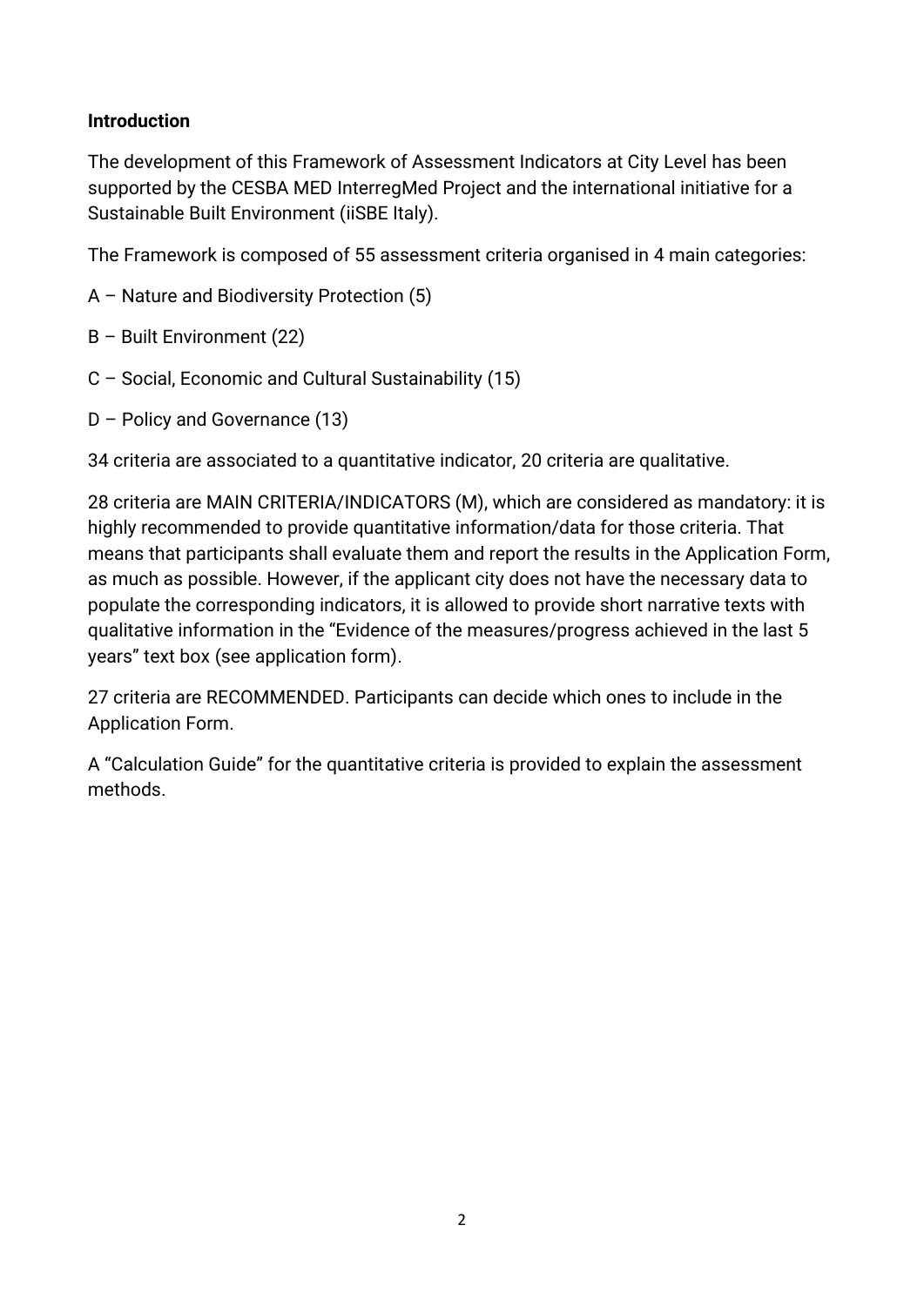**Introduction**

The development of this Framework of Assessment Indicators at City Level has been supported by the CESBA MED InterregMed Project and the international initiative for a Sustainable Built Environment (iiSBE Italy).

The Framework is composed of 55 assessment criteria organised in 4 main categories:

A – Nature and Biodiversity Protection (5)

B – Built Environment (22)

C – Social, Economic and Cultural Sustainability (15)

D – Policy and Governance (13)

34 criteria are associated to a quantitative indicator, 20 criteria are qualitative.

28 criteria are MAIN CRITERIA/INDICATORS (M), which are considered as mandatory: it is highly recommended to provide quantitative information/data for those criteria. That means that participants shall evaluate them and report the results in the Application Form, as much as possible. However, if the applicant city does not have the necessary data to populate the corresponding indicators, it is allowed to provide short narrative texts with qualitative information in the "Evidence of the measures/progress achieved in the last 5 years" text box (see application form).

27 criteria are RECOMMENDED. Participants can decide which ones to include in the Application Form.

A "Calculation Guide" for the quantitative criteria is provided to explain the assessment methods.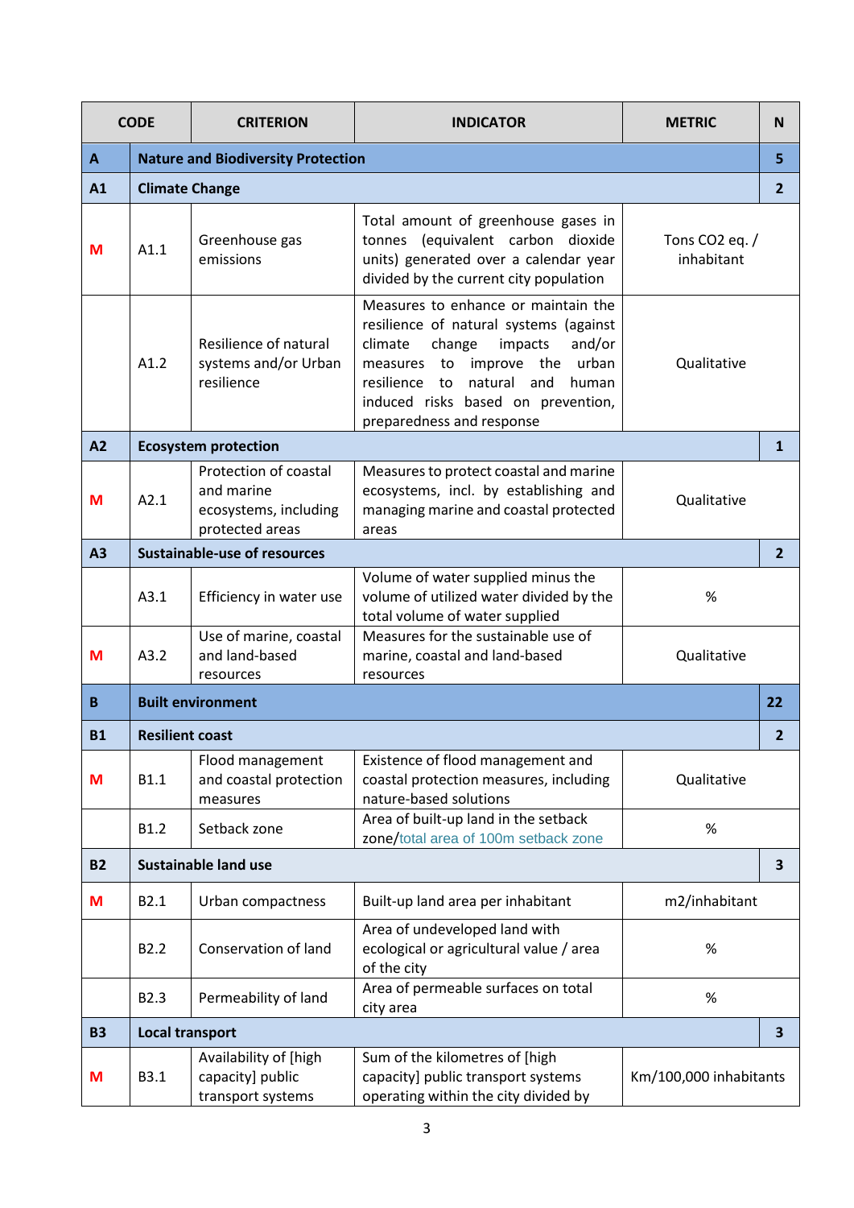| | CODE | CRITERION | INDICATOR | METRIC | N |
|---|---|---|---|---|---|
| **A** | **Nature and Biodiversity Protection** | | | | **5** |
| **A1** | **Climate Change** | | | | **2** |
| **M** | A1.1 | Greenhouse gas emissions | Total amount of greenhouse gases in tonnes (equivalent carbon dioxide units) generated over a calendar year divided by the current city population | Tons $CO_2$ eq. / inhabitant | |
| | A1.2 | Resilience of natural systems and/or Urban resilience | Measures to enhance or maintain the resilience of natural systems (against climate change impacts and/or measures to improve the urban resilience to natural and human induced risks based on prevention, preparedness and response | Qualitative | |
| **A2** | **Ecosystem protection** | | | | **1** |
| **M** | A2.1 | Protection of coastal and marine ecosystems, including protected areas | Measures to protect coastal and marine ecosystems, incl. by establishing and managing marine and coastal protected areas | Qualitative | |
| **A3** | **Sustainable-use of resources** | | | | **2** |
| | A3.1 | Efficiency in water use | Volume of water supplied minus the volume of utilized water divided by the total volume of water supplied | % | |
| **M** | A3.2 | Use of marine, coastal and land-based resources | Measures for the sustainable use of marine, coastal and land-based resources | Qualitative | |
| **B** | **Built environment** | | | | **22** |
| **B1** | **Resilient coast** | | | | **2** |
| **M** | B1.1 | Flood management and coastal protection measures | Existence of flood management and coastal protection measures, including nature-based solutions | Qualitative | |
| | B1.2 | Setback zone | Area of built-up land in the setback zone/total area of 100m setback zone | % | |
| **B2** | **Sustainable land use** | | | | **3** |
| **M** | B2.1 | Urban compactness | Built-up land area per inhabitant | m2/inhabitant | |
| | B2.2 | Conservation of land | Area of undeveloped land with ecological or agricultural value / area of the city | % | |
| | B2.3 | Permeability of land | Area of permeable surfaces on total city area | % | |
| **B3** | **Local transport** | | | | **3** |
| **M** | B3.1 | Availability of [high capacity] public transport systems | Sum of the kilometres of [high capacity] public transport systems operating within the city divided by | Km/100,000 inhabitants | |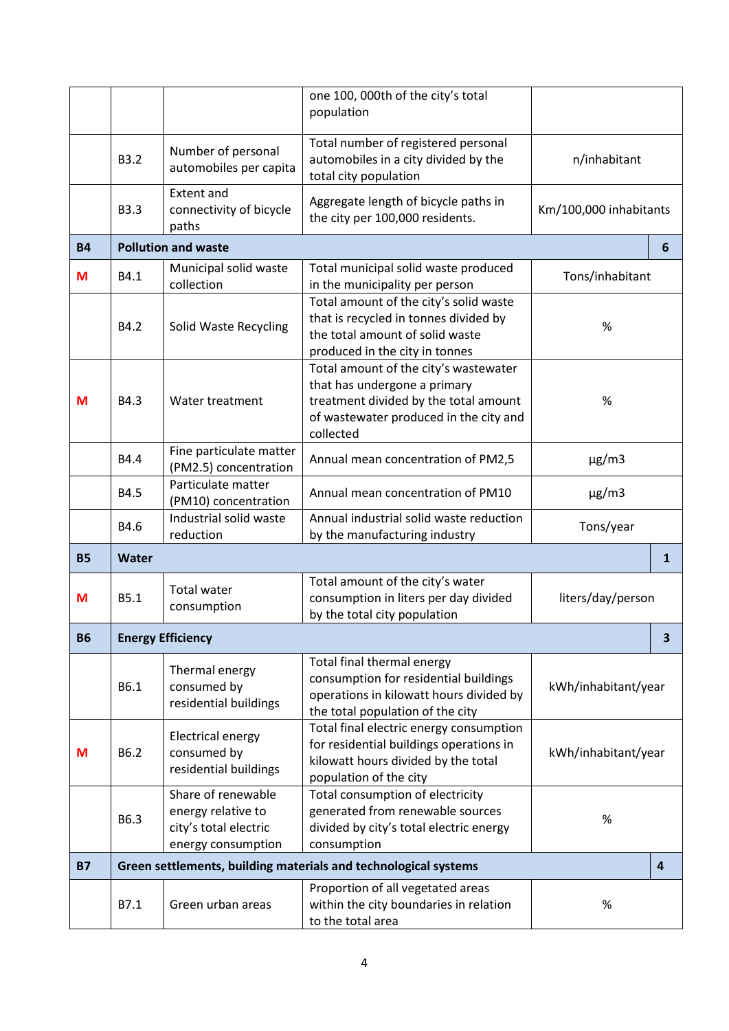| | | | | |
|---|---|---|---|---|
| | | | one 100, 000th of the city's total population | |
| | B3.2 | Number of personal automobiles per capita | Total number of registered personal automobiles in a city divided by the total city population | n/inhabitant |
| | B3.3 | Extent and connectivity of bicycle paths | Aggregate length of bicycle paths in the city per 100,000 residents. | Km/100,000 inhabitants |
| **B4** | **Pollution and waste** | | | **6** |
| **M** | B4.1 | Municipal solid waste collection | Total municipal solid waste produced in the municipality per person | Tons/inhabitant |
| | B4.2 | Solid Waste Recycling | Total amount of the city's solid waste that is recycled in tonnes divided by the total amount of solid waste produced in the city in tonnes | % |
| **M** | B4.3 | Water treatment | Total amount of the city's wastewater that has undergone a primary treatment divided by the total amount of wastewater produced in the city and collected | % |
| | B4.4 | Fine particulate matter (PM2.5) concentration | Annual mean concentration of PM2,5 | μg/m3 |
| | B4.5 | Particulate matter (PM10) concentration | Annual mean concentration of PM10 | μg/m3 |
| | B4.6 | Industrial solid waste reduction | Annual industrial solid waste reduction by the manufacturing industry | Tons/year |
| **B5** | **Water** | | | **1** |
| **M** | B5.1 | Total water consumption | Total amount of the city's water consumption in liters per day divided by the total city population | liters/day/person |
| **B6** | **Energy Efficiency** | | | **3** |
| | B6.1 | Thermal energy consumed by residential buildings | Total final thermal energy consumption for residential buildings operations in kilowatt hours divided by the total population of the city | kWh/inhabitant/year |
| **M** | B6.2 | Electrical energy consumed by residential buildings | Total final electric energy consumption for residential buildings operations in kilowatt hours divided by the total population of the city | kWh/inhabitant/year |
| | B6.3 | Share of renewable energy relative to city's total electric energy consumption | Total consumption of electricity generated from renewable sources divided by city's total electric energy consumption | % |
| **B7** | **Green settlements, building materials and technological systems** | | | **4** |
| | B7.1 | Green urban areas | Proportion of all vegetated areas within the city boundaries in relation to the total area | % |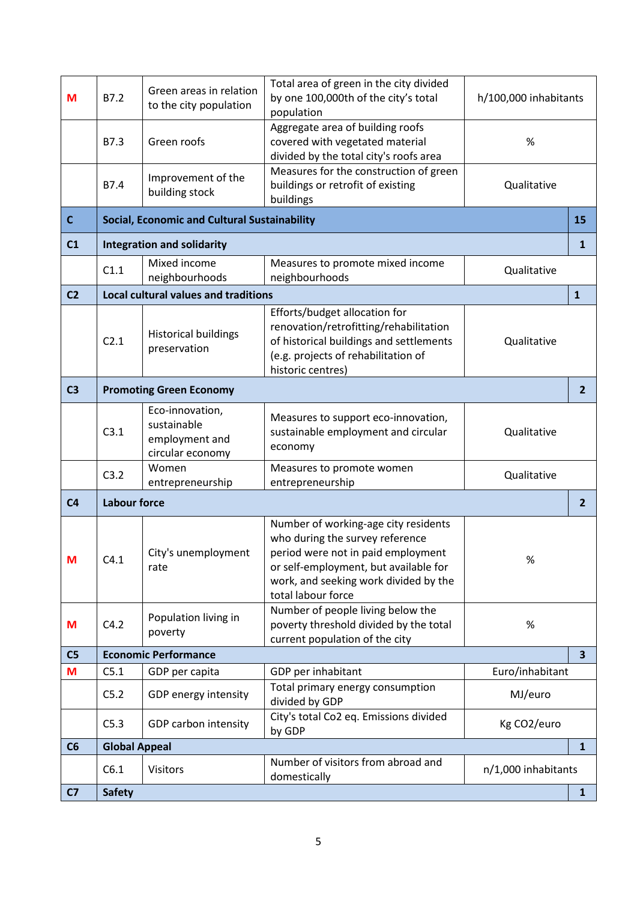| | | | | | |
|---|---|---|---|---|---|
| M | B7.2 | Green areas in relation to the city population | Total area of green in the city divided by one 100,000th of the city's total population | h/100,000 inhabitants | |
| | B7.3 | Green roofs | Aggregate area of building roofs covered with vegetated material divided by the total city's roofs area | % | |
| | B7.4 | Improvement of the building stock | Measures for the construction of green buildings or retrofit of existing buildings | Qualitative | |
| **C** | **Social, Economic and Cultural Sustainability** | | | | **15** |
| **C1** | **Integration and solidarity** | | | | **1** |
| | C1.1 | Mixed income neighbourhoods | Measures to promote mixed income neighbourhoods | Qualitative | |
| **C2** | **Local cultural values and traditions** | | | | **1** |
| | C2.1 | Historical buildings preservation | Efforts/budget allocation for renovation/retrofitting/rehabilitation of historical buildings and settlements (e.g. projects of rehabilitation of historic centres) | Qualitative | |
| **C3** | **Promoting Green Economy** | | | | **2** |
| | C3.1 | Eco-innovation, sustainable employment and circular economy | Measures to support eco-innovation, sustainable employment and circular economy | Qualitative | |
| | C3.2 | Women entrepreneurship | Measures to promote women entrepreneurship | Qualitative | |
| **C4** | **Labour force** | | | | **2** |
| M | C4.1 | City's unemployment rate | Number of working-age city residents who during the survey reference period were not in paid employment or self-employment, but available for work, and seeking work divided by the total labour force | % | |
| M | C4.2 | Population living in poverty | Number of people living below the poverty threshold divided by the total current population of the city | % | |
| **C5** | **Economic Performance** | | | | **3** |
| M | C5.1 | GDP per capita | GDP per inhabitant | Euro/inhabitant | |
| | C5.2 | GDP energy intensity | Total primary energy consumption divided by GDP | MJ/euro | |
| | C5.3 | GDP carbon intensity | City's total Co2 eq. Emissions divided by GDP | Kg CO2/euro | |
| **C6** | **Global Appeal** | | | | **1** |
| | C6.1 | Visitors | Number of visitors from abroad and domestically | n/1,000 inhabitants | |
| **C7** | **Safety** | | | | **1** |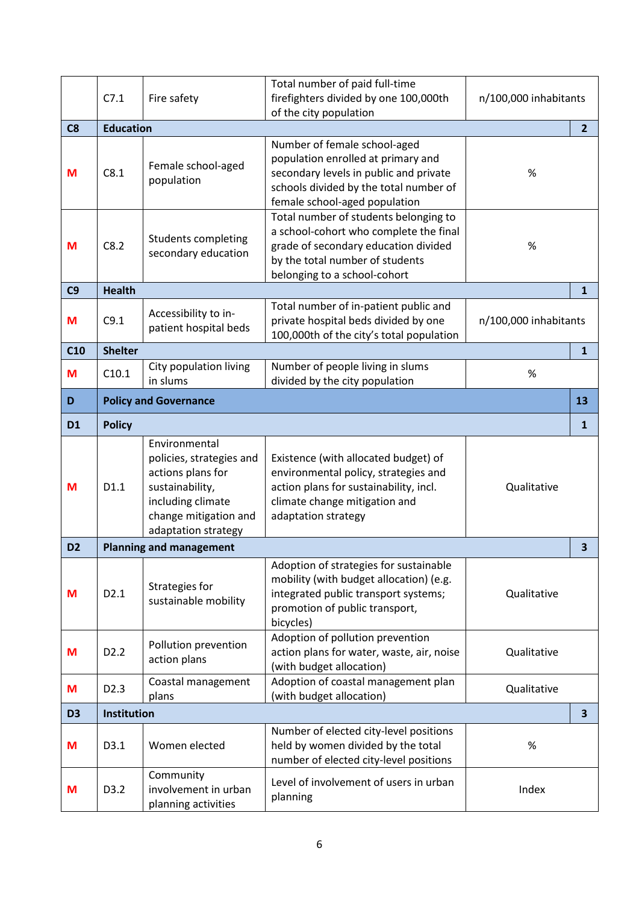|  | C7.1 | Fire safety | Total number of paid full-time firefighters divided by one 100,000th of the city population | n/100,000 inhabitants |
|---|---|---|---|---|
| **C8** | **Education** |  |  | **2** |
| M | C8.1 | Female school-aged population | Number of female school-aged population enrolled at primary and secondary levels in public and private schools divided by the total number of female school-aged population | % |
| M | C8.2 | Students completing secondary education | Total number of students belonging to a school-cohort who complete the final grade of secondary education divided by the total number of students belonging to a school-cohort | % |
| **C9** | **Health** |  |  | **1** |
| M | C9.1 | Accessibility to in-patient hospital beds | Total number of in-patient public and private hospital beds divided by one 100,000th of the city's total population | n/100,000 inhabitants |
| **C10** | **Shelter** |  |  | **1** |
| M | C10.1 | City population living in slums | Number of people living in slums divided by the city population | % |
| **D** | **Policy and Governance** |  |  | **13** |
| **D1** | **Policy** |  |  | **1** |
| M | D1.1 | Environmental policies, strategies and actions plans for sustainability, including climate change mitigation and adaptation strategy | Existence (with allocated budget) of environmental policy, strategies and action plans for sustainability, incl. climate change mitigation and adaptation strategy | Qualitative |
| **D2** | **Planning and management** |  |  | **3** |
| M | D2.1 | Strategies for sustainable mobility | Adoption of strategies for sustainable mobility (with budget allocation) (e.g. integrated public transport systems; promotion of public transport, bicycles) | Qualitative |
| M | D2.2 | Pollution prevention action plans | Adoption of pollution prevention action plans for water, waste, air, noise (with budget allocation) | Qualitative |
| M | D2.3 | Coastal management plans | Adoption of coastal management plan (with budget allocation) | Qualitative |
| **D3** | **Institution** |  |  | **3** |
| M | D3.1 | Women elected | Number of elected city-level positions held by women divided by the total number of elected city-level positions | % |
| M | D3.2 | Community involvement in urban planning activities | Level of involvement of users in urban planning | Index |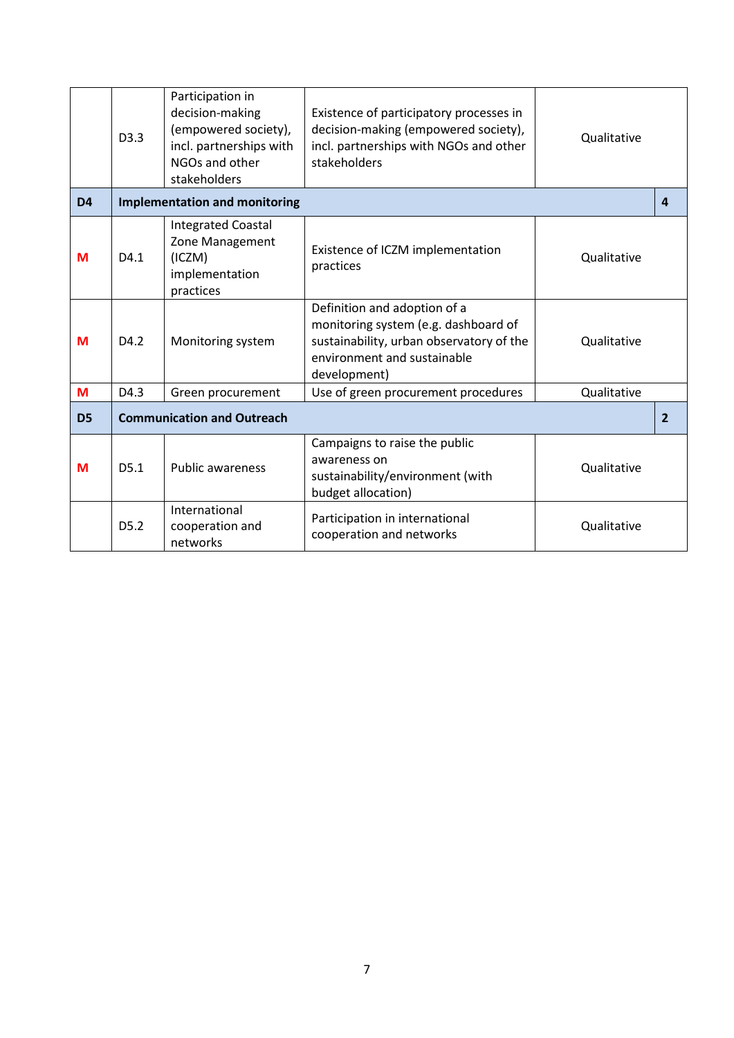| | | | | |
|---|---|---|---|---|
| | D3.3 | Participation in decision-making (empowered society), incl. partnerships with NGOs and other stakeholders | Existence of participatory processes in decision-making (empowered society), incl. partnerships with NGOs and other stakeholders | Qualitative |
| **D4** | **Implementation and monitoring** | | | **4** |
| M | D4.1 | Integrated Coastal Zone Management (ICZM) implementation practices | Existence of ICZM implementation practices | Qualitative |
| M | D4.2 | Monitoring system | Definition and adoption of a monitoring system (e.g. dashboard of sustainability, urban observatory of the environment and sustainable development) | Qualitative |
| M | D4.3 | Green procurement | Use of green procurement procedures | Qualitative |
| **D5** | **Communication and Outreach** | | | **2** |
| M | D5.1 | Public awareness | Campaigns to raise the public awareness on sustainability/environment (with budget allocation) | Qualitative |
| | D5.2 | International cooperation and networks | Participation in international cooperation and networks | Qualitative |